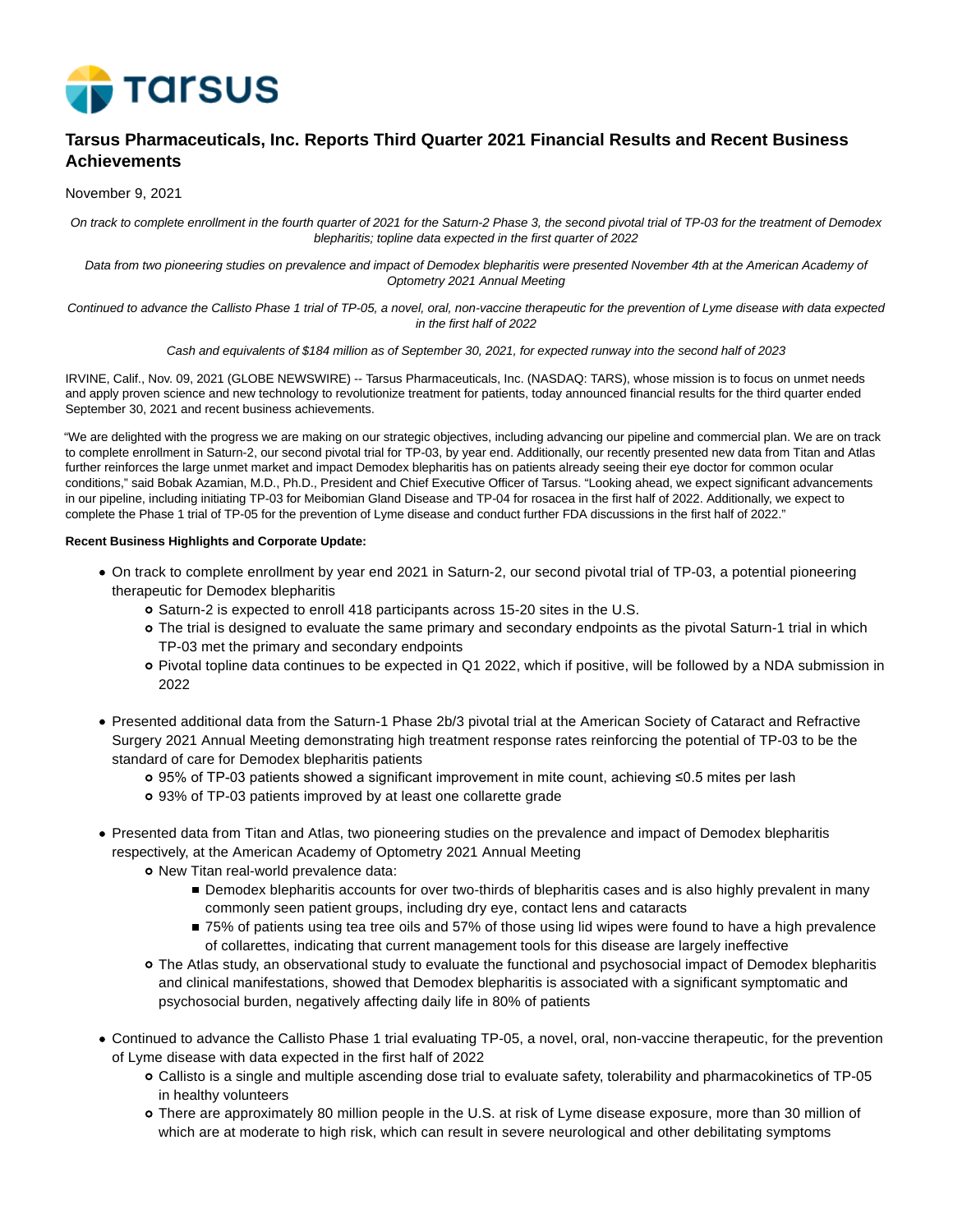# Tarsus Pharmaceuticals, Inc. Reports Third Quarter 2021 Financial Results and Recent Business Achievements

November 9, 2021

*On track to complete enrollment in the fourth quarter of 2021 for the Saturn-2 Phase 3, the second pivotal trial of TP-03 for the treatment of Demodex blepharitis; topline data expected in the first quarter of 2022*

*Data from two pioneering studies on prevalence and impact of Demodex blepharitis were presented November 4th at the American Academy of Optometry 2021 Annual Meeting*

*Continued to advance the Callisto Phase 1 trial of TP-05, a novel, oral, non-vaccine therapeutic for the prevention of Lyme disease with data expected in the first half of 2022*

*Cash and equivalents of $184 million as of September 30, 2021, for expected runway into the second half of 2023*

IRVINE, Calif., Nov. 09, 2021 (GLOBE NEWSWIRE) -- Tarsus Pharmaceuticals, Inc. (NASDAQ: TARS), whose mission is to focus on unmet needs and apply proven science and new technology to revolutionize treatment for patients, today announced financial results for the third quarter ended September 30, 2021 and recent business achievements.

"We are delighted with the progress we are making on our strategic objectives, including advancing our pipeline and commercial plan. We are on track to complete enrollment in Saturn-2, our second pivotal trial for TP-03, by year end. Additionally, our recently presented new data from Titan and Atlas further reinforces the large unmet market and impact Demodex blepharitis has on patients already seeing their eye doctor for common ocular conditions," said Bobak Azamian, M.D., Ph.D., President and Chief Executive Officer of Tarsus. "Looking ahead, we expect significant advancements in our pipeline, including initiating TP-03 for Meibomian Gland Disease and TP-04 for rosacea in the first half of 2022. Additionally, we expect to complete the Phase 1 trial of TP-05 for the prevention of Lyme disease and conduct further FDA discussions in the first half of 2022."

**Recent Business Highlights and Corporate Update:**

- On track to complete enrollment by year end 2021 in Saturn-2, our second pivotal trial of TP-03, a potential pioneering therapeutic for Demodex blepharitis
  - Saturn-2 is expected to enroll 418 participants across 15-20 sites in the U.S.
  - The trial is designed to evaluate the same primary and secondary endpoints as the pivotal Saturn-1 trial in which TP-03 met the primary and secondary endpoints
  - Pivotal topline data continues to be expected in Q1 2022, which if positive, will be followed by a NDA submission in 2022
- Presented additional data from the Saturn-1 Phase 2b/3 pivotal trial at the American Society of Cataract and Refractive Surgery 2021 Annual Meeting demonstrating high treatment response rates reinforcing the potential of TP-03 to be the standard of care for Demodex blepharitis patients
  - 95% of TP-03 patients showed a significant improvement in mite count, achieving ≤0.5 mites per lash
  - 93% of TP-03 patients improved by at least one collarette grade
- Presented data from Titan and Atlas, two pioneering studies on the prevalence and impact of Demodex blepharitis respectively, at the American Academy of Optometry 2021 Annual Meeting
  - New Titan real-world prevalence data:
    - Demodex blepharitis accounts for over two-thirds of blepharitis cases and is also highly prevalent in many commonly seen patient groups, including dry eye, contact lens and cataracts
    - 75% of patients using tea tree oils and 57% of those using lid wipes were found to have a high prevalence of collarettes, indicating that current management tools for this disease are largely ineffective
  - The Atlas study, an observational study to evaluate the functional and psychosocial impact of Demodex blepharitis and clinical manifestations, showed that Demodex blepharitis is associated with a significant symptomatic and psychosocial burden, negatively affecting daily life in 80% of patients
- Continued to advance the Callisto Phase 1 trial evaluating TP-05, a novel, oral, non-vaccine therapeutic, for the prevention of Lyme disease with data expected in the first half of 2022
  - Callisto is a single and multiple ascending dose trial to evaluate safety, tolerability and pharmacokinetics of TP-05 in healthy volunteers
  - There are approximately 80 million people in the U.S. at risk of Lyme disease exposure, more than 30 million of which are at moderate to high risk, which can result in severe neurological and other debilitating symptoms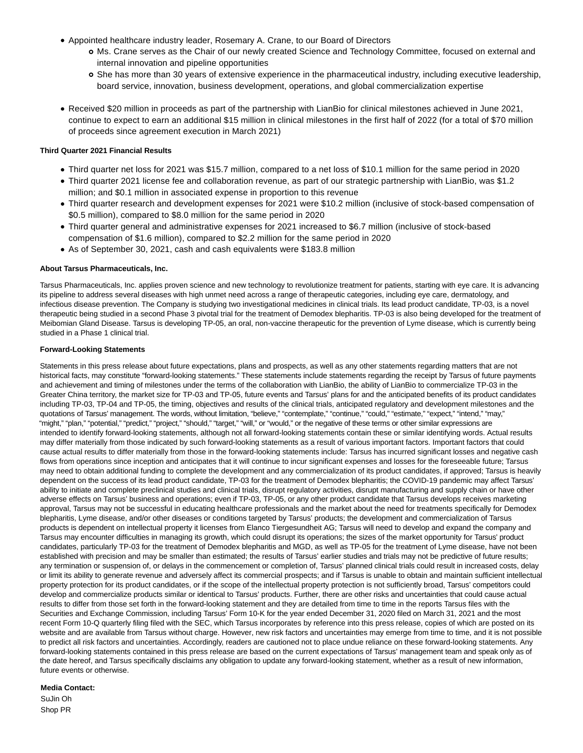- Appointed healthcare industry leader, Rosemary A. Crane, to our Board of Directors
  - Ms. Crane serves as the Chair of our newly created Science and Technology Committee, focused on external and internal innovation and pipeline opportunities
  - She has more than 30 years of extensive experience in the pharmaceutical industry, including executive leadership, board service, innovation, business development, operations, and global commercialization expertise
- Received $20 million in proceeds as part of the partnership with LianBio for clinical milestones achieved in June 2021, continue to expect to earn an additional $15 million in clinical milestones in the first half of 2022 (for a total of $70 million of proceeds since agreement execution in March 2021)

**Third Quarter 2021 Financial Results**

- Third quarter net loss for 2021 was $15.7 million, compared to a net loss of $10.1 million for the same period in 2020
- Third quarter 2021 license fee and collaboration revenue, as part of our strategic partnership with LianBio, was $1.2 million; and $0.1 million in associated expense in proportion to this revenue
- Third quarter research and development expenses for 2021 were $10.2 million (inclusive of stock-based compensation of $0.5 million), compared to $8.0 million for the same period in 2020
- Third quarter general and administrative expenses for 2021 increased to $6.7 million (inclusive of stock-based compensation of $1.6 million), compared to $2.2 million for the same period in 2020
- As of September 30, 2021, cash and cash equivalents were $183.8 million

**About Tarsus Pharmaceuticals, Inc.**

Tarsus Pharmaceuticals, Inc. applies proven science and new technology to revolutionize treatment for patients, starting with eye care. It is advancing its pipeline to address several diseases with high unmet need across a range of therapeutic categories, including eye care, dermatology, and infectious disease prevention. The Company is studying two investigational medicines in clinical trials. Its lead product candidate, TP-03, is a novel therapeutic being studied in a second Phase 3 pivotal trial for the treatment of Demodex blepharitis. TP-03 is also being developed for the treatment of Meibomian Gland Disease. Tarsus is developing TP-05, an oral, non-vaccine therapeutic for the prevention of Lyme disease, which is currently being studied in a Phase 1 clinical trial.

**Forward-Looking Statements**

Statements in this press release about future expectations, plans and prospects, as well as any other statements regarding matters that are not historical facts, may constitute "forward-looking statements." These statements include statements regarding the receipt by Tarsus of future payments and achievement and timing of milestones under the terms of the collaboration with LianBio, the ability of LianBio to commercialize TP-03 in the Greater China territory, the market size for TP-03 and TP-05, future events and Tarsus' plans for and the anticipated benefits of its product candidates including TP-03, TP-04 and TP-05, the timing, objectives and results of the clinical trials, anticipated regulatory and development milestones and the quotations of Tarsus' management. The words, without limitation, "believe," "contemplate," "continue," "could," "estimate," "expect," "intend," "may," "might," "plan," "potential," "predict," "project," "should," "target," "will," or "would," or the negative of these terms or other similar expressions are intended to identify forward-looking statements, although not all forward-looking statements contain these or similar identifying words. Actual results may differ materially from those indicated by such forward-looking statements as a result of various important factors. Important factors that could cause actual results to differ materially from those in the forward-looking statements include: Tarsus has incurred significant losses and negative cash flows from operations since inception and anticipates that it will continue to incur significant expenses and losses for the foreseeable future; Tarsus may need to obtain additional funding to complete the development and any commercialization of its product candidates, if approved; Tarsus is heavily dependent on the success of its lead product candidate, TP-03 for the treatment of Demodex blepharitis; the COVID-19 pandemic may affect Tarsus' ability to initiate and complete preclinical studies and clinical trials, disrupt regulatory activities, disrupt manufacturing and supply chain or have other adverse effects on Tarsus' business and operations; even if TP-03, TP-05, or any other product candidate that Tarsus develops receives marketing approval, Tarsus may not be successful in educating healthcare professionals and the market about the need for treatments specifically for Demodex blepharitis, Lyme disease, and/or other diseases or conditions targeted by Tarsus' products; the development and commercialization of Tarsus products is dependent on intellectual property it licenses from Elanco Tiergesundheit AG; Tarsus will need to develop and expand the company and Tarsus may encounter difficulties in managing its growth, which could disrupt its operations; the sizes of the market opportunity for Tarsus' product candidates, particularly TP-03 for the treatment of Demodex blepharitis and MGD, as well as TP-05 for the treatment of Lyme disease, have not been established with precision and may be smaller than estimated; the results of Tarsus' earlier studies and trials may not be predictive of future results; any termination or suspension of, or delays in the commencement or completion of, Tarsus' planned clinical trials could result in increased costs, delay or limit its ability to generate revenue and adversely affect its commercial prospects; and if Tarsus is unable to obtain and maintain sufficient intellectual property protection for its product candidates, or if the scope of the intellectual property protection is not sufficiently broad, Tarsus' competitors could develop and commercialize products similar or identical to Tarsus' products. Further, there are other risks and uncertainties that could cause actual results to differ from those set forth in the forward-looking statement and they are detailed from time to time in the reports Tarsus files with the Securities and Exchange Commission, including Tarsus' Form 10-K for the year ended December 31, 2020 filed on March 31, 2021 and the most recent Form 10-Q quarterly filing filed with the SEC, which Tarsus incorporates by reference into this press release, copies of which are posted on its website and are available from Tarsus without charge. However, new risk factors and uncertainties may emerge from time to time, and it is not possible to predict all risk factors and uncertainties. Accordingly, readers are cautioned not to place undue reliance on these forward-looking statements. Any forward-looking statements contained in this press release are based on the current expectations of Tarsus' management team and speak only as of the date hereof, and Tarsus specifically disclaims any obligation to update any forward-looking statement, whether as a result of new information, future events or otherwise.

**Media Contact:**
SuJin Oh
Shop PR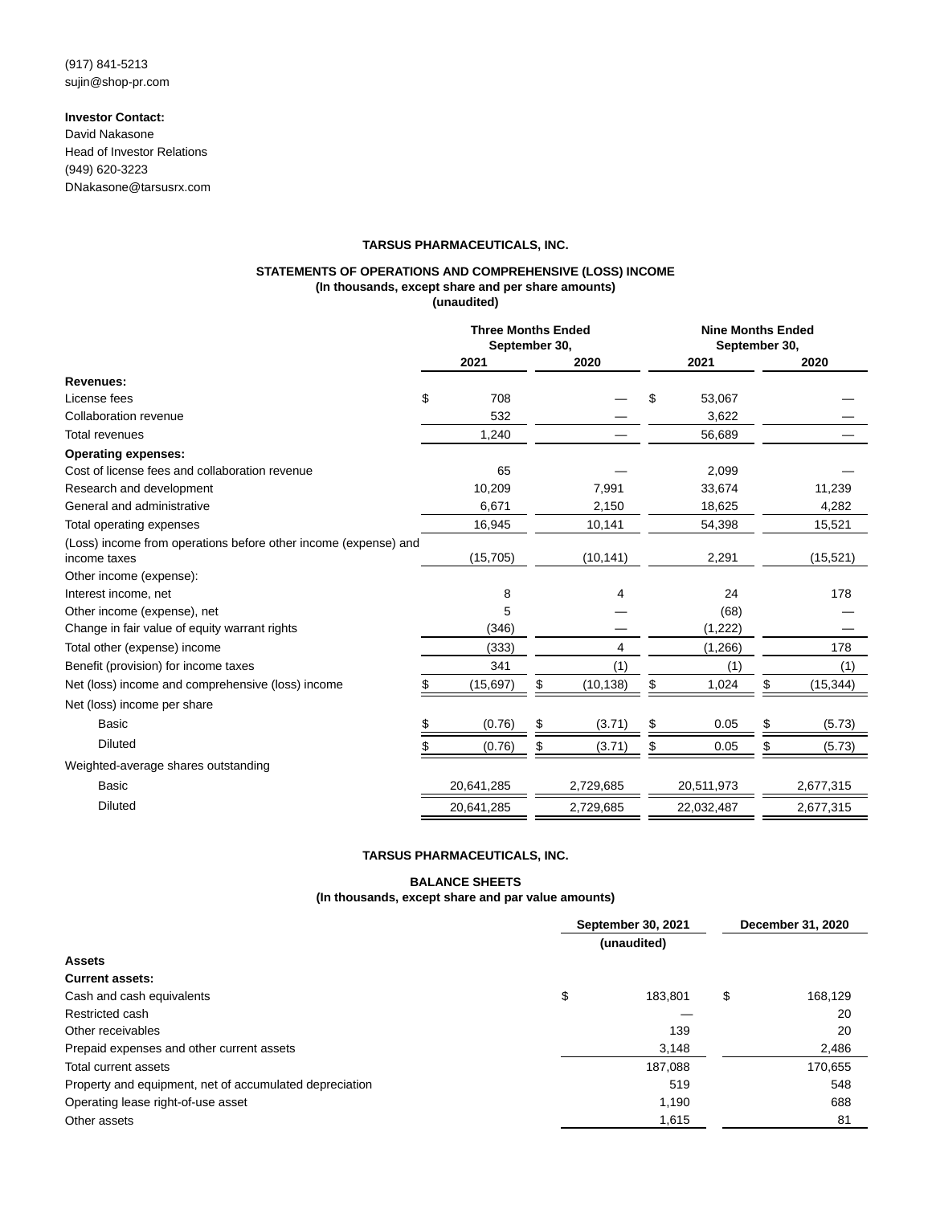(917) 841-5213
sujin@shop-pr.com

**Investor Contact:**
David Nakasone
Head of Investor Relations
(949) 620-3223
DNakasone@tarsusrx.com

**TARSUS PHARMACEUTICALS, INC.**

**STATEMENTS OF OPERATIONS AND COMPREHENSIVE (LOSS) INCOME**
**(In thousands, except share and per share amounts)**
**(unaudited)**

| | Three Months Ended September 30, | | Nine Months Ended September 30, | |
|---|---|---|---|---|
| | 2021 | 2020 | 2021 | 2020 |
| **Revenues:** | | | | |
| License fees | $ 708 | — | $ 53,067 | — |
| Collaboration revenue | 532 | — | 3,622 | — |
| Total revenues | 1,240 | — | 56,689 | — |
| **Operating expenses:** | | | | |
| Cost of license fees and collaboration revenue | 65 | — | 2,099 | — |
| Research and development | 10,209 | 7,991 | 33,674 | 11,239 |
| General and administrative | 6,671 | 2,150 | 18,625 | 4,282 |
| Total operating expenses | 16,945 | 10,141 | 54,398 | 15,521 |
| (Loss) income from operations before other income (expense) and income taxes | (15,705) | (10,141) | 2,291 | (15,521) |
| Other income (expense): | | | | |
| Interest income, net | 8 | 4 | 24 | 178 |
| Other income (expense), net | 5 | — | (68) | — |
| Change in fair value of equity warrant rights | (346) | — | (1,222) | — |
| Total other (expense) income | (333) | 4 | (1,266) | 178 |
| Benefit (provision) for income taxes | 341 | (1) | (1) | (1) |
| Net (loss) income and comprehensive (loss) income | $ (15,697) | $ (10,138) | $ 1,024 | $ (15,344) |
| Net (loss) income per share | | | | |
| Basic | $ (0.76) | $ (3.71) | $ 0.05 | $ (5.73) |
| Diluted | $ (0.76) | $ (3.71) | $ 0.05 | $ (5.73) |
| Weighted-average shares outstanding | | | | |
| Basic | 20,641,285 | 2,729,685 | 20,511,973 | 2,677,315 |
| Diluted | 20,641,285 | 2,729,685 | 22,032,487 | 2,677,315 |

**TARSUS PHARMACEUTICALS, INC.**

**BALANCE SHEETS**
**(In thousands, except share and par value amounts)**

| | September 30, 2021 | December 31, 2020 |
|---|---|---|
| | (unaudited) | |
| **Assets** | | |
| **Current assets:** | | |
| Cash and cash equivalents | $ 183,801 | $ 168,129 |
| Restricted cash | — | 20 |
| Other receivables | 139 | 20 |
| Prepaid expenses and other current assets | 3,148 | 2,486 |
| Total current assets | 187,088 | 170,655 |
| Property and equipment, net of accumulated depreciation | 519 | 548 |
| Operating lease right-of-use asset | 1,190 | 688 |
| Other assets | 1,615 | 81 |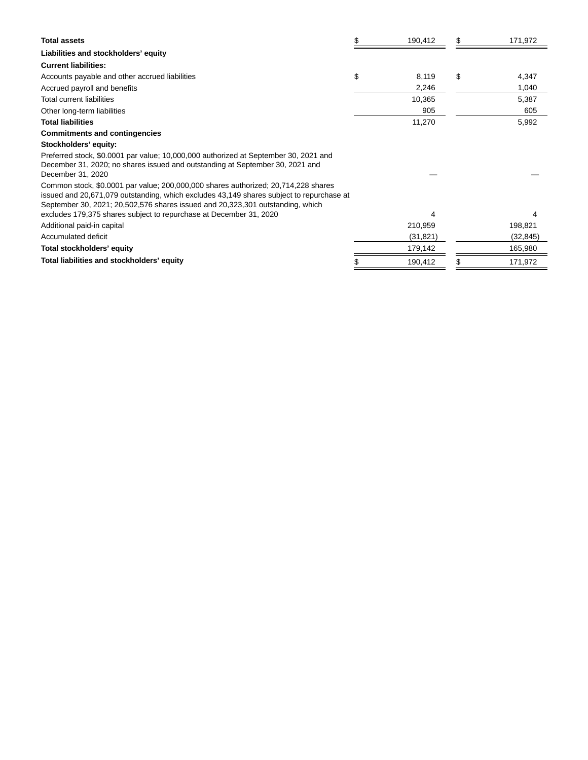| | | |
|---|---|---|
| **Total assets** | $ 190,412 | $ 171,972 |
| **Liabilities and stockholders' equity** | | |
| **Current liabilities:** | | |
| Accounts payable and other accrued liabilities | $ 8,119 | $ 4,347 |
| Accrued payroll and benefits | 2,246 | 1,040 |
| Total current liabilities | 10,365 | 5,387 |
| Other long-term liabilities | 905 | 605 |
| **Total liabilities** | 11,270 | 5,992 |
| **Commitments and contingencies** | | |
| **Stockholders' equity:** | | |
| Preferred stock, $0.0001 par value; 10,000,000 authorized at September 30, 2021 and December 31, 2020; no shares issued and outstanding at September 30, 2021 and December 31, 2020 | — | — |
| Common stock, $0.0001 par value; 200,000,000 shares authorized; 20,714,228 shares issued and 20,671,079 outstanding, which excludes 43,149 shares subject to repurchase at September 30, 2021; 20,502,576 shares issued and 20,323,301 outstanding, which excludes 179,375 shares subject to repurchase at December 31, 2020 | 4 | 4 |
| Additional paid-in capital | 210,959 | 198,821 |
| Accumulated deficit | (31,821) | (32,845) |
| **Total stockholders' equity** | 179,142 | 165,980 |
| **Total liabilities and stockholders' equity** | $ 190,412 | $ 171,972 |